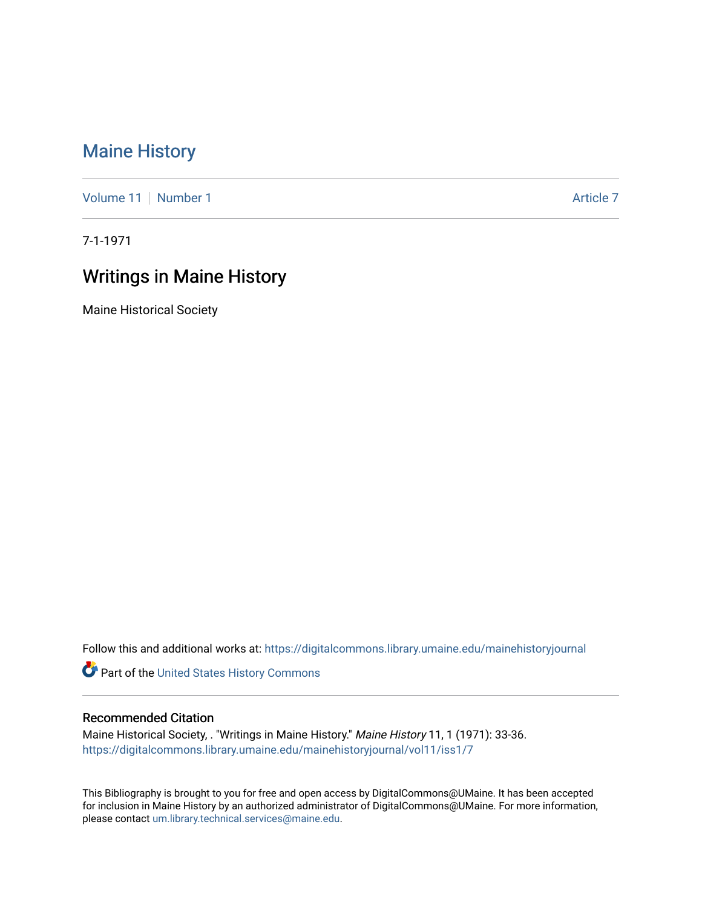# Maine History

Volume 11 | Number 1 Article 7

7-1-1971

## Writings in Maine History

Maine Historical Society

Follow this and additional works at: https://digitalcommons.library.umaine.edu/mainehistoryjournal

Part of the United States History Commons

### Recommended Citation

Maine Historical Society, . "Writings in Maine History." *Maine History* 11, 1 (1971): 33-36. https://digitalcommons.library.umaine.edu/mainehistoryjournal/vol11/iss1/7

This Bibliography is brought to you for free and open access by DigitalCommons@UMaine. It has been accepted for inclusion in Maine History by an authorized administrator of DigitalCommons@UMaine. For more information, please contact um.library.technical.services@maine.edu.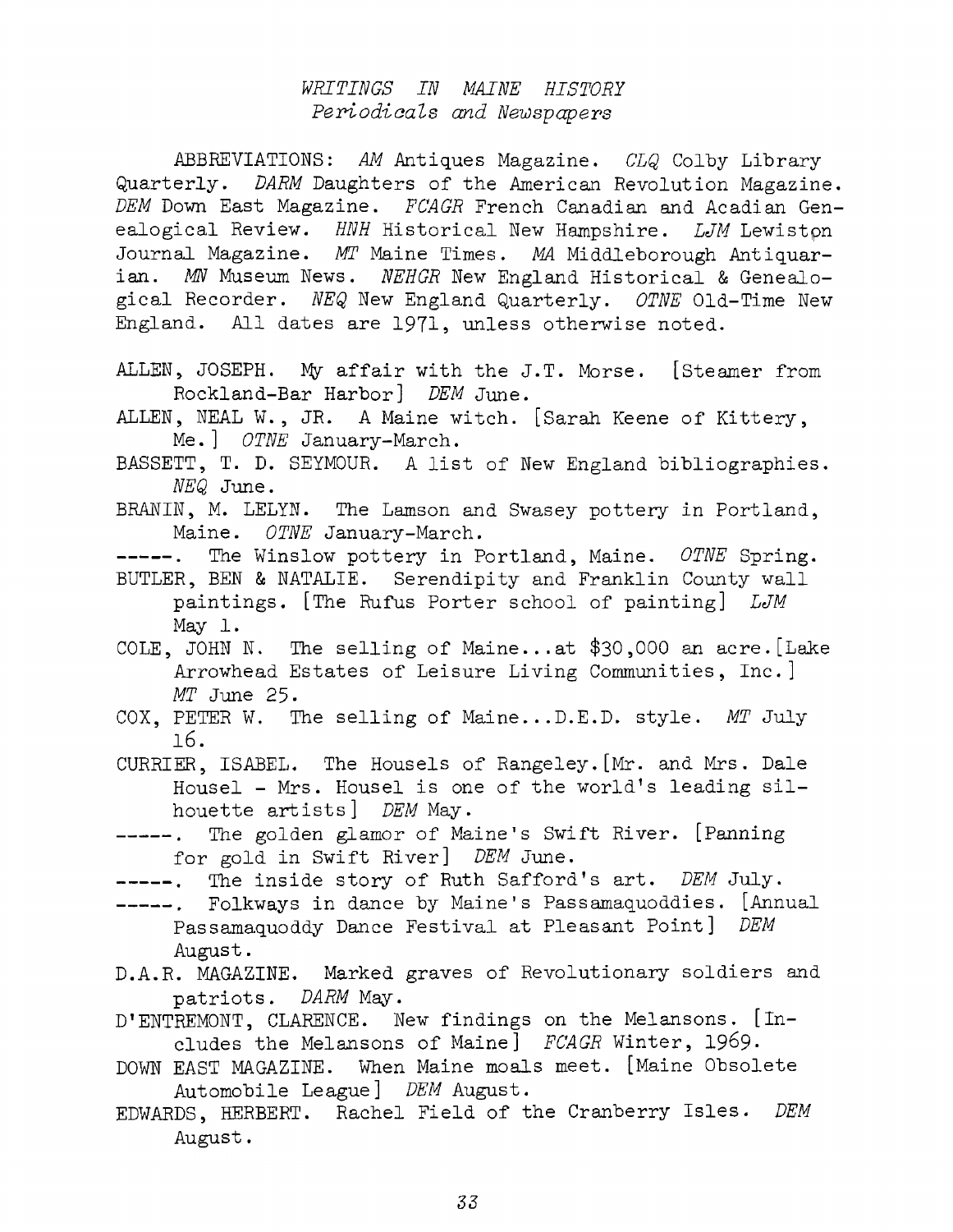## *WRITINGS IN MAINE HISTORY*
### *Periodicals and Newspapers*

ABBREVIATIONS: *AM* Antiques Magazine. *CLQ* Colby Library Quarterly. *DARM* Daughters of the American Revolution Magazine. *DEM* Down East Magazine. *FCAGR* French Canadian and Acadian Genealogical Review. *HNH* Historical New Hampshire. *LJM* Lewiston Journal Magazine. *MT* Maine Times. *MA* Middleborough Antiquarian. *MN* Museum News. *NEHGR* New England Historical & Genealogical Recorder. *NEQ* New England Quarterly. *OTNE* Old-Time New England. All dates are 1971, unless otherwise noted.

ALLEN, JOSEPH. My affair with the J.T. Morse. [Steamer from Rockland-Bar Harbor] *DEM* June.

ALLEN, NEAL W., JR. A Maine witch. [Sarah Keene of Kittery, Me.] *OTNE* January-March.

BASSETT, T. D. SEYMOUR. A list of New England bibliographies. *NEQ* June.

BRANIN, M. LELYN. The Lamson and Swasey pottery in Portland, Maine. *OTNE* January-March.

-----. The Winslow pottery in Portland, Maine. *OTNE* Spring.

BUTLER, BEN & NATALIE. Serendipity and Franklin County wall paintings. [The Rufus Porter school of painting] *LJM* May 1.

COLE, JOHN N. The selling of Maine...at $30,000 an acre. [Lake Arrowhead Estates of Leisure Living Communities, Inc.] *MT* June 25.

COX, PETER W. The selling of Maine...D.E.D. style. *MT* July 16.

CURRIER, ISABEL. The Housels of Rangeley. [Mr. and Mrs. Dale Housel - Mrs. Housel is one of the world's leading silhouette artists] *DEM* May.

-----. The golden glamor of Maine's Swift River. [Panning for gold in Swift River] *DEM* June.

-----. The inside story of Ruth Safford's art. *DEM* July.

-----. Folkways in dance by Maine's Passamaquoddies. [Annual Passamaquoddy Dance Festival at Pleasant Point] *DEM* August.

D.A.R. MAGAZINE. Marked graves of Revolutionary soldiers and patriots. *DARM* May.

D'ENTREMONT, CLARENCE. New findings on the Melansons. [Includes the Melansons of Maine] *FCAGR* Winter, 1969.

DOWN EAST MAGAZINE. When Maine moals meet. [Maine Obsolete Automobile League] *DEM* August.

EDWARDS, HERBERT. Rachel Field of the Cranberry Isles. *DEM* August.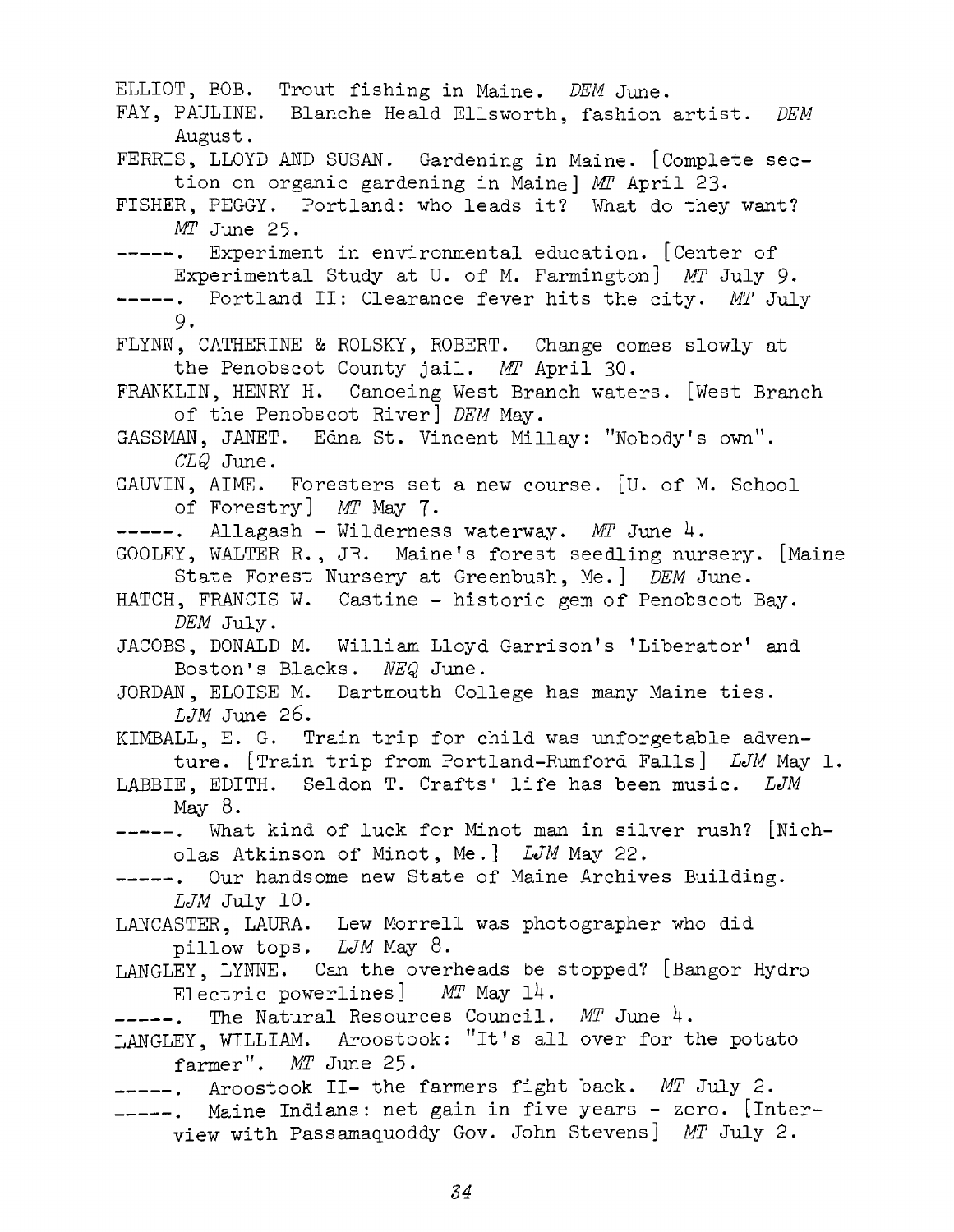ELLIOT, BOB. Trout fishing in Maine. *DEM* June.

FAY, PAULINE. Blanche Heald Ellsworth, fashion artist. *DEM* August.

FERRIS, LLOYD AND SUSAN. Gardening in Maine. [Complete section on organic gardening in Maine] *MT* April 23.

FISHER, PEGGY. Portland: who leads it? What do they want? *MT* June 25.

-----. Experiment in environmental education. [Center of Experimental Study at U. of M. Farmington] *MT* July 9.

-----. Portland II: Clearance fever hits the city. *MT* July 9.

FLYNN, CATHERINE & ROLSKY, ROBERT. Change comes slowly at the Penobscot County jail. *MT* April 30.

FRANKLIN, HENRY H. Canoeing West Branch waters. [West Branch of the Penobscot River] *DEM* May.

GASSMAN, JANET. Edna St. Vincent Millay: "Nobody's own". *CLQ* June.

GAUVIN, AIME. Foresters set a new course. [U. of M. School of Forestry] *MT* May 7.

-----. Allagash - Wilderness waterway. *MT* June 4.

GOOLEY, WALTER R., JR. Maine's forest seedling nursery. [Maine State Forest Nursery at Greenbush, Me.] *DEM* June.

HATCH, FRANCIS W. Castine - historic gem of Penobscot Bay. *DEM* July.

JACOBS, DONALD M. William Lloyd Garrison's 'Liberator' and Boston's Blacks. *NEQ* June.

JORDAN, ELOISE M. Dartmouth College has many Maine ties. *LJM* June 26.

KIMBALL, E. G. Train trip for child was unforgetable adventure. [Train trip from Portland-Rumford Falls] *LJM* May 1.

LABBIE, EDITH. Seldon T. Crafts' life has been music. *LJM* May 8.

-----. What kind of luck for Minot man in silver rush? [Nicholas Atkinson of Minot, Me.] *LJM* May 22.

-----. Our handsome new State of Maine Archives Building. *LJM* July 10.

LANCASTER, LAURA. Lew Morrell was photographer who did pillow tops. *LJM* May 8.

LANGLEY, LYNNE. Can the overheads be stopped? [Bangor Hydro Electric powerlines] *MT* May 14.

-----. The Natural Resources Council. *MT* June 4.

LANGLEY, WILLIAM. Aroostook: "It's all over for the potato farmer". *MT* June 25.

-----. Aroostook II- the farmers fight back. *MT* July 2.

-----. Maine Indians: net gain in five years - zero. [Interview with Passamaquoddy Gov. John Stevens] *MT* July 2.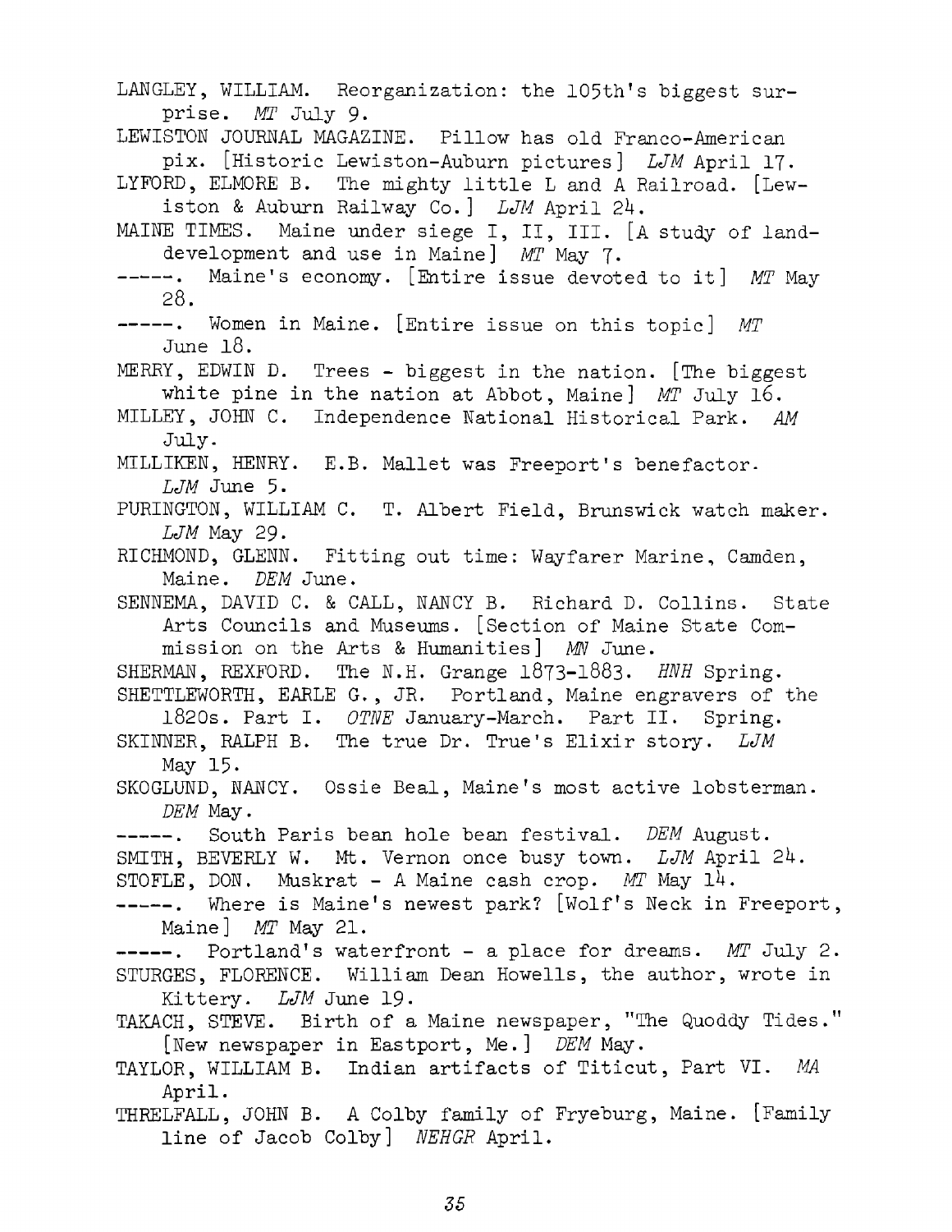LANGLEY, WILLIAM. Reorganization: the 105th's biggest surprise. *MT* July 9.

LEWISTON JOURNAL MAGAZINE. Pillow has old Franco-American pix. [Historic Lewiston-Auburn pictures] *LJM* April 17.

LYFORD, ELMORE B. The mighty little L and A Railroad. [Lewiston & Auburn Railway Co.] *LJM* April 24.

MAINE TIMES. Maine under siege I, II, III. [A study of land-development and use in Maine] *MT* May 7.

-----. Maine's economy. [Entire issue devoted to it] *MT* May 28.

-----. Women in Maine. [Entire issue on this topic] *MT* June 18.

MERRY, EDWIN D. Trees - biggest in the nation. [The biggest white pine in the nation at Abbot, Maine] *MT* July 16.

MILLEY, JOHN C. Independence National Historical Park. *AM* July.

MILLIKEN, HENRY. E.B. Mallet was Freeport's benefactor. *LJM* June 5.

PURINGTON, WILLIAM C. T. Albert Field, Brunswick watch maker. *LJM* May 29.

RICHMOND, GLENN. Fitting out time: Wayfarer Marine, Camden, Maine. *DEM* June.

SENNEMA, DAVID C. & CALL, NANCY B. Richard D. Collins. State Arts Councils and Museums. [Section of Maine State Commission on the Arts & Humanities] *MN* June.

SHERMAN, REXFORD. The N.H. Grange 1873-1883. *HNH* Spring.

SHETTLEWORTH, EARLE G., JR. Portland, Maine engravers of the 1820s. Part I. *OTNE* January-March. Part II. Spring.

SKINNER, RALPH B. The true Dr. True's Elixir story. *LJM* May 15.

SKOGLUND, NANCY. Ossie Beal, Maine's most active lobsterman. *DEM* May.

-----. South Paris bean hole bean festival. *DEM* August.

SMITH, BEVERLY W. Mt. Vernon once busy town. *LJM* April 24.

STOFLE, DON. Muskrat - A Maine cash crop. *MT* May 14.

-----. Where is Maine's newest park? [Wolf's Neck in Freeport, Maine] *MT* May 21.

-----. Portland's waterfront - a place for dreams. *MT* July 2.

STURGES, FLORENCE. William Dean Howells, the author, wrote in Kittery. *LJM* June 19.

TAKACH, STEVE. Birth of a Maine newspaper, "The Quoddy Tides." [New newspaper in Eastport, Me.] *DEM* May.

TAYLOR, WILLIAM B. Indian artifacts of Titicut, Part VI. *MA* April.

THRELFALL, JOHN B. A Colby family of Fryeburg, Maine. [Family line of Jacob Colby] *NEHGR* April.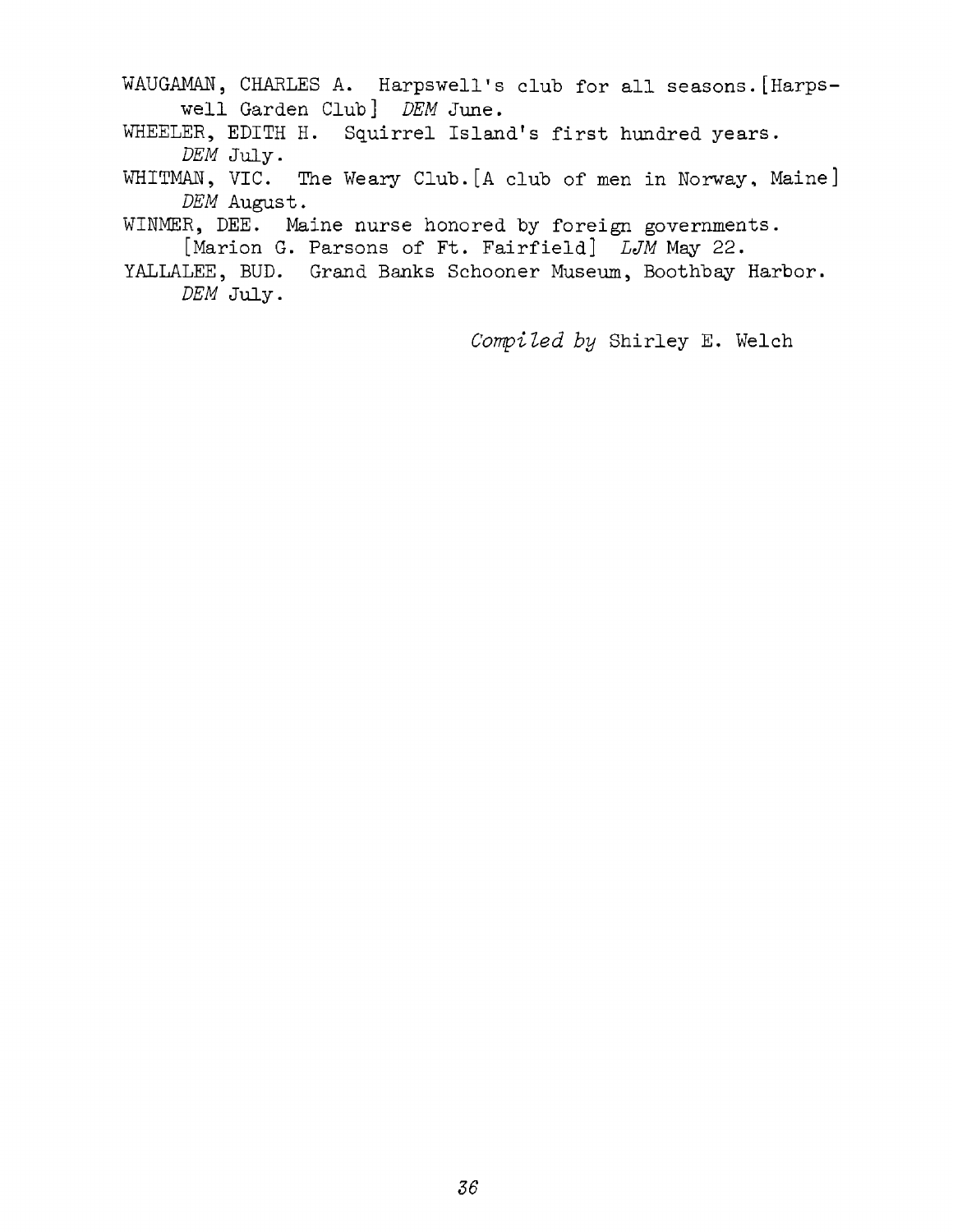WAUGAMAN, CHARLES A. Harpswell's club for all seasons. [Harpswell Garden Club] *DEM* June.

WHEELER, EDITH H. Squirrel Island's first hundred years. *DEM* July.

WHITMAN, VIC. The Weary Club. [A club of men in Norway, Maine] *DEM* August.

WINMER, DEE. Maine nurse honored by foreign governments. [Marion G. Parsons of Ft. Fairfield] *LJM* May 22.

YALLALEE, BUD. Grand Banks Schooner Museum, Boothbay Harbor. *DEM* July.

*Compiled by* Shirley E. Welch